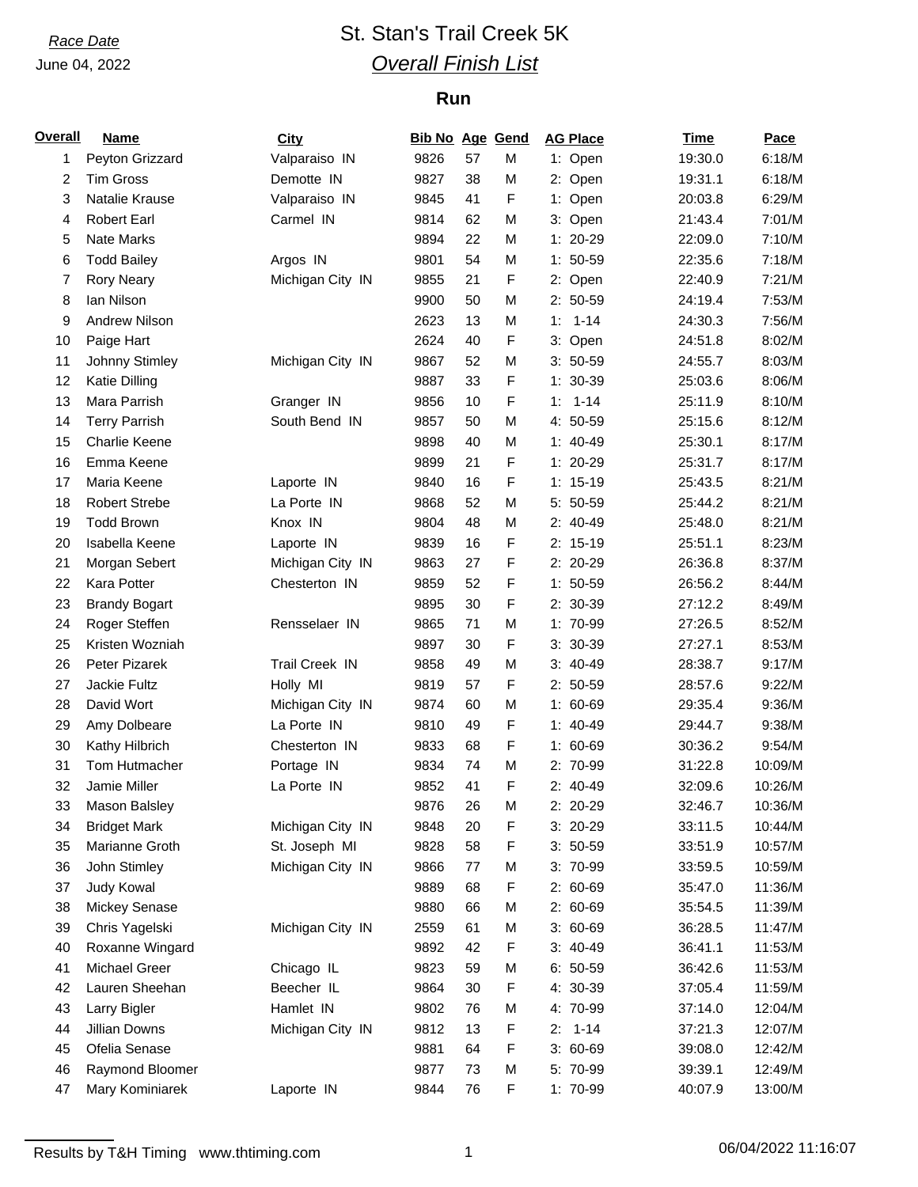*Race Date*
June 04, 2022

# St. Stan's Trail Creek 5K

## *Overall Finish List*

### Run

| Overall | Name | City | Bib No | Age | Gend | AG Place | Time | Pace |
|---|---|---|---|---|---|---|---|---|
| 1 | Peyton Grizzard | Valparaiso IN | 9826 | 57 | M | 1: Open | 19:30.0 | 6:18/M |
| 2 | Tim Gross | Demotte IN | 9827 | 38 | M | 2: Open | 19:31.1 | 6:18/M |
| 3 | Natalie Krause | Valparaiso IN | 9845 | 41 | F | 1: Open | 20:03.8 | 6:29/M |
| 4 | Robert Earl | Carmel IN | 9814 | 62 | M | 3: Open | 21:43.4 | 7:01/M |
| 5 | Nate Marks | | 9894 | 22 | M | 1: 20-29 | 22:09.0 | 7:10/M |
| 6 | Todd Bailey | Argos IN | 9801 | 54 | M | 1: 50-59 | 22:35.6 | 7:18/M |
| 7 | Rory Neary | Michigan City IN | 9855 | 21 | F | 2: Open | 22:40.9 | 7:21/M |
| 8 | Ian Nilson | | 9900 | 50 | M | 2: 50-59 | 24:19.4 | 7:53/M |
| 9 | Andrew Nilson | | 2623 | 13 | M | 1: 1-14 | 24:30.3 | 7:56/M |
| 10 | Paige Hart | | 2624 | 40 | F | 3: Open | 24:51.8 | 8:02/M |
| 11 | Johnny Stimley | Michigan City IN | 9867 | 52 | M | 3: 50-59 | 24:55.7 | 8:03/M |
| 12 | Katie Dilling | | 9887 | 33 | F | 1: 30-39 | 25:03.6 | 8:06/M |
| 13 | Mara Parrish | Granger IN | 9856 | 10 | F | 1: 1-14 | 25:11.9 | 8:10/M |
| 14 | Terry Parrish | South Bend IN | 9857 | 50 | M | 4: 50-59 | 25:15.6 | 8:12/M |
| 15 | Charlie Keene | | 9898 | 40 | M | 1: 40-49 | 25:30.1 | 8:17/M |
| 16 | Emma Keene | | 9899 | 21 | F | 1: 20-29 | 25:31.7 | 8:17/M |
| 17 | Maria Keene | Laporte IN | 9840 | 16 | F | 1: 15-19 | 25:43.5 | 8:21/M |
| 18 | Robert Strebe | La Porte IN | 9868 | 52 | M | 5: 50-59 | 25:44.2 | 8:21/M |
| 19 | Todd Brown | Knox IN | 9804 | 48 | M | 2: 40-49 | 25:48.0 | 8:21/M |
| 20 | Isabella Keene | Laporte IN | 9839 | 16 | F | 2: 15-19 | 25:51.1 | 8:23/M |
| 21 | Morgan Sebert | Michigan City IN | 9863 | 27 | F | 2: 20-29 | 26:36.8 | 8:37/M |
| 22 | Kara Potter | Chesterton IN | 9859 | 52 | F | 1: 50-59 | 26:56.2 | 8:44/M |
| 23 | Brandy Bogart | | 9895 | 30 | F | 2: 30-39 | 27:12.2 | 8:49/M |
| 24 | Roger Steffen | Rensselaer IN | 9865 | 71 | M | 1: 70-99 | 27:26.5 | 8:52/M |
| 25 | Kristen Wozniah | | 9897 | 30 | F | 3: 30-39 | 27:27.1 | 8:53/M |
| 26 | Peter Pizarek | Trail Creek IN | 9858 | 49 | M | 3: 40-49 | 28:38.7 | 9:17/M |
| 27 | Jackie Fultz | Holly MI | 9819 | 57 | F | 2: 50-59 | 28:57.6 | 9:22/M |
| 28 | David Wort | Michigan City IN | 9874 | 60 | M | 1: 60-69 | 29:35.4 | 9:36/M |
| 29 | Amy Dolbeare | La Porte IN | 9810 | 49 | F | 1: 40-49 | 29:44.7 | 9:38/M |
| 30 | Kathy Hilbrich | Chesterton IN | 9833 | 68 | F | 1: 60-69 | 30:36.2 | 9:54/M |
| 31 | Tom Hutmacher | Portage IN | 9834 | 74 | M | 2: 70-99 | 31:22.8 | 10:09/M |
| 32 | Jamie Miller | La Porte IN | 9852 | 41 | F | 2: 40-49 | 32:09.6 | 10:26/M |
| 33 | Mason Balsley | | 9876 | 26 | M | 2: 20-29 | 32:46.7 | 10:36/M |
| 34 | Bridget Mark | Michigan City IN | 9848 | 20 | F | 3: 20-29 | 33:11.5 | 10:44/M |
| 35 | Marianne Groth | St. Joseph MI | 9828 | 58 | F | 3: 50-59 | 33:51.9 | 10:57/M |
| 36 | John Stimley | Michigan City IN | 9866 | 77 | M | 3: 70-99 | 33:59.5 | 10:59/M |
| 37 | Judy Kowal | | 9889 | 68 | F | 2: 60-69 | 35:47.0 | 11:36/M |
| 38 | Mickey Senase | | 9880 | 66 | M | 2: 60-69 | 35:54.5 | 11:39/M |
| 39 | Chris Yagelski | Michigan City IN | 2559 | 61 | M | 3: 60-69 | 36:28.5 | 11:47/M |
| 40 | Roxanne Wingard | | 9892 | 42 | F | 3: 40-49 | 36:41.1 | 11:53/M |
| 41 | Michael Greer | Chicago IL | 9823 | 59 | M | 6: 50-59 | 36:42.6 | 11:53/M |
| 42 | Lauren Sheehan | Beecher IL | 9864 | 30 | F | 4: 30-39 | 37:05.4 | 11:59/M |
| 43 | Larry Bigler | Hamlet IN | 9802 | 76 | M | 4: 70-99 | 37:14.0 | 12:04/M |
| 44 | Jillian Downs | Michigan City IN | 9812 | 13 | F | 2: 1-14 | 37:21.3 | 12:07/M |
| 45 | Ofelia Senase | | 9881 | 64 | F | 3: 60-69 | 39:08.0 | 12:42/M |
| 46 | Raymond Bloomer | | 9877 | 73 | M | 5: 70-99 | 39:39.1 | 12:49/M |
| 47 | Mary Kominiarek | Laporte IN | 9844 | 76 | F | 1: 70-99 | 40:07.9 | 13:00/M |

Results by T&H Timing www.thtiming.com

06/04/2022 11:16:07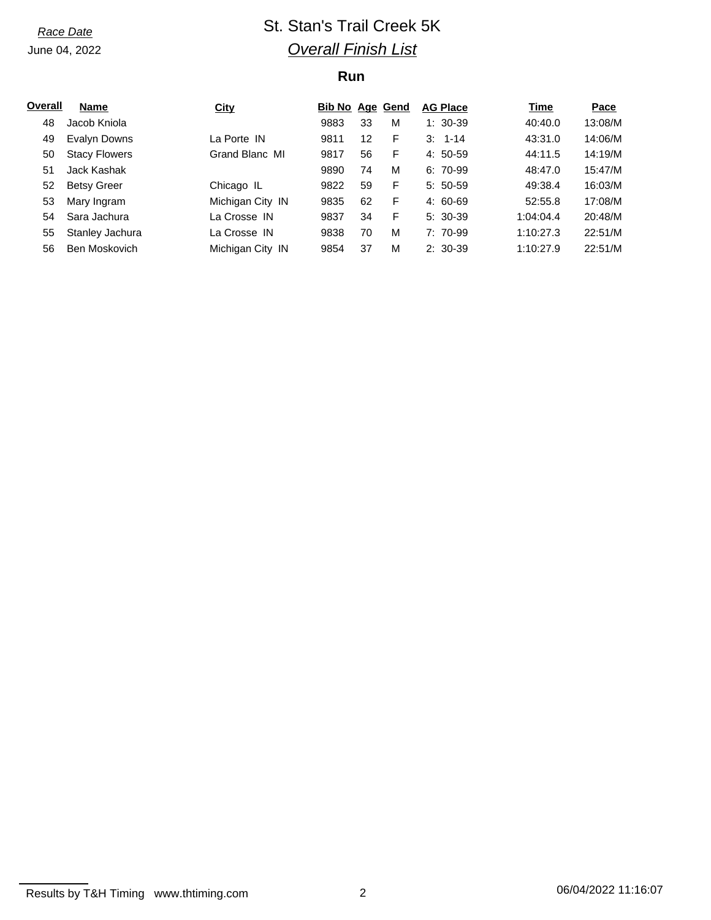*Race Date*

June 04, 2022

# St. Stan's Trail Creek 5K

## *Overall Finish List*

### Run

| Overall | Name | City | Bib No | Age | Gend | AG Place | Time | Pace |
|---|---|---|---|---|---|---|---|---|
| 48 | Jacob Kniola | | 9883 | 33 | M | 1: 30-39 | 40:40.0 | 13:08/M |
| 49 | Evalyn Downs | La Porte IN | 9811 | 12 | F | 3: 1-14 | 43:31.0 | 14:06/M |
| 50 | Stacy Flowers | Grand Blanc MI | 9817 | 56 | F | 4: 50-59 | 44:11.5 | 14:19/M |
| 51 | Jack Kashak | | 9890 | 74 | M | 6: 70-99 | 48:47.0 | 15:47/M |
| 52 | Betsy Greer | Chicago IL | 9822 | 59 | F | 5: 50-59 | 49:38.4 | 16:03/M |
| 53 | Mary Ingram | Michigan City IN | 9835 | 62 | F | 4: 60-69 | 52:55.8 | 17:08/M |
| 54 | Sara Jachura | La Crosse IN | 9837 | 34 | F | 5: 30-39 | 1:04:04.4 | 20:48/M |
| 55 | Stanley Jachura | La Crosse IN | 9838 | 70 | M | 7: 70-99 | 1:10:27.3 | 22:51/M |
| 56 | Ben Moskovich | Michigan City IN | 9854 | 37 | M | 2: 30-39 | 1:10:27.9 | 22:51/M |

Results by T&H Timing www.thtiming.com

06/04/2022 11:16:07